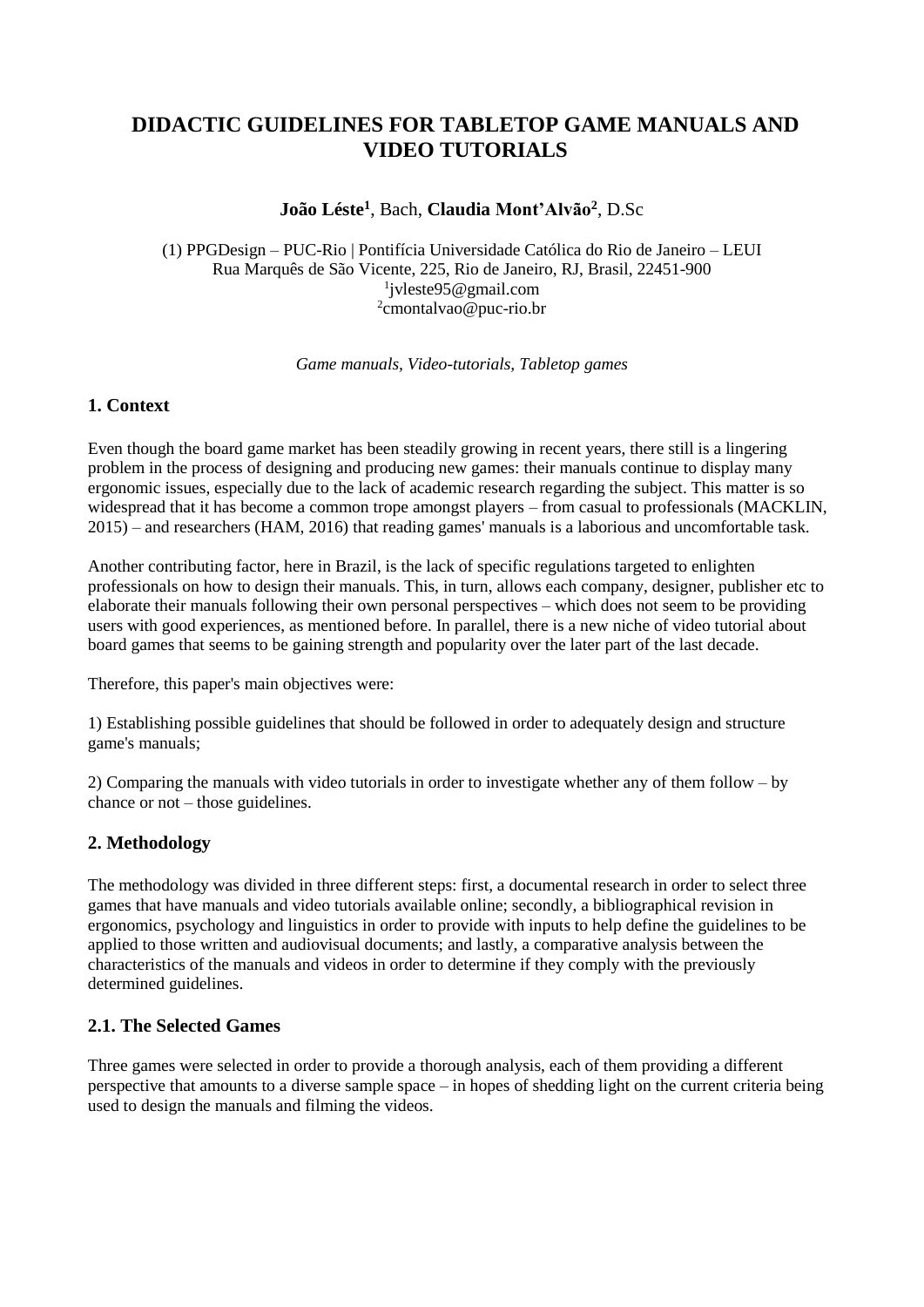# DIDACTIC GUIDELINES FOR TABLETOP GAME MANUALS AND VIDEO TUTORIALS

**João Léste**[1], Bach, **Claudia Mont'Alvão**[2], D.Sc

(1) PPGDesign – PUC-Rio | Pontifícia Universidade Católica do Rio de Janeiro – LEUI
Rua Marquês de São Vicente, 225, Rio de Janeiro, RJ, Brasil, 22451-900
[1]jvleste95@gmail.com
[2]cmontalvao@puc-rio.br

*Game manuals, Video-tutorials, Tabletop games*

## 1. Context

Even though the board game market has been steadily growing in recent years, there still is a lingering problem in the process of designing and producing new games: their manuals continue to display many ergonomic issues, especially due to the lack of academic research regarding the subject. This matter is so widespread that it has become a common trope amongst players – from casual to professionals (MACKLIN, 2015) – and researchers (HAM, 2016) that reading games' manuals is a laborious and uncomfortable task.

Another contributing factor, here in Brazil, is the lack of specific regulations targeted to enlighten professionals on how to design their manuals. This, in turn, allows each company, designer, publisher etc to elaborate their manuals following their own personal perspectives – which does not seem to be providing users with good experiences, as mentioned before. In parallel, there is a new niche of video tutorial about board games that seems to be gaining strength and popularity over the later part of the last decade.

Therefore, this paper's main objectives were:

1) Establishing possible guidelines that should be followed in order to adequately design and structure game's manuals;

2) Comparing the manuals with video tutorials in order to investigate whether any of them follow – by chance or not – those guidelines.

## 2. Methodology

The methodology was divided in three different steps: first, a documental research in order to select three games that have manuals and video tutorials available online; secondly, a bibliographical revision in ergonomics, psychology and linguistics in order to provide with inputs to help define the guidelines to be applied to those written and audiovisual documents; and lastly, a comparative analysis between the characteristics of the manuals and videos in order to determine if they comply with the previously determined guidelines.

### 2.1. The Selected Games

Three games were selected in order to provide a thorough analysis, each of them providing a different perspective that amounts to a diverse sample space – in hopes of shedding light on the current criteria being used to design the manuals and filming the videos.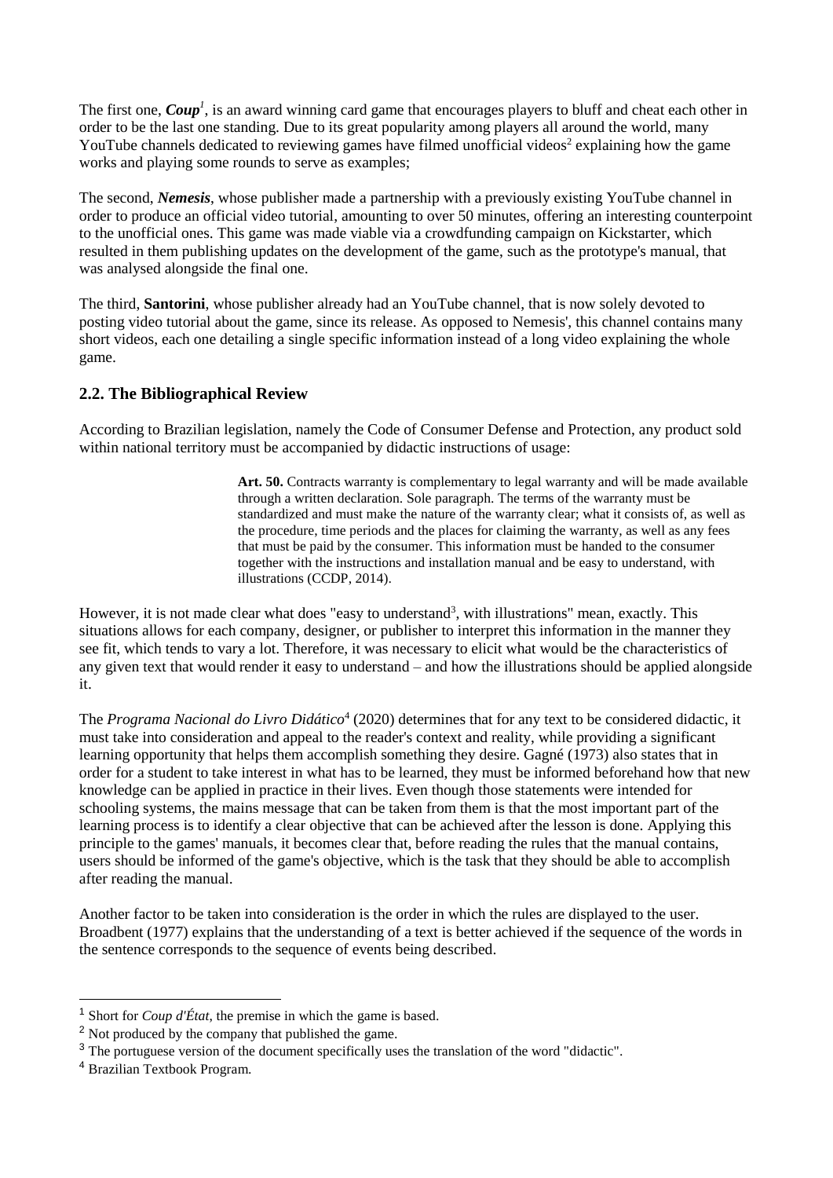The first one, ***Coup***[1], is an award winning card game that encourages players to bluff and cheat each other in order to be the last one standing. Due to its great popularity among players all around the world, many YouTube channels dedicated to reviewing games have filmed unofficial videos[2] explaining how the game works and playing some rounds to serve as examples;

The second, ***Nemesis***, whose publisher made a partnership with a previously existing YouTube channel in order to produce an official video tutorial, amounting to over 50 minutes, offering an interesting counterpoint to the unofficial ones. This game was made viable via a crowdfunding campaign on Kickstarter, which resulted in them publishing updates on the development of the game, such as the prototype's manual, that was analysed alongside the final one.

The third, **Santorini**, whose publisher already had an YouTube channel, that is now solely devoted to posting video tutorial about the game, since its release. As opposed to Nemesis', this channel contains many short videos, each one detailing a single specific information instead of a long video explaining the whole game.

## 2.2. The Bibliographical Review

According to Brazilian legislation, namely the Code of Consumer Defense and Protection, any product sold within national territory must be accompanied by didactic instructions of usage:

> **Art. 50.** Contracts warranty is complementary to legal warranty and will be made available through a written declaration. Sole paragraph. The terms of the warranty must be standardized and must make the nature of the warranty clear; what it consists of, as well as the procedure, time periods and the places for claiming the warranty, as well as any fees that must be paid by the consumer. This information must be handed to the consumer together with the instructions and installation manual and be easy to understand, with illustrations (CCDP, 2014).

However, it is not made clear what does "easy to understand[3], with illustrations" mean, exactly. This situations allows for each company, designer, or publisher to interpret this information in the manner they see fit, which tends to vary a lot. Therefore, it was necessary to elicit what would be the characteristics of any given text that would render it easy to understand – and how the illustrations should be applied alongside it.

The *Programa Nacional do Livro Didático*[4] (2020) determines that for any text to be considered didactic, it must take into consideration and appeal to the reader's context and reality, while providing a significant learning opportunity that helps them accomplish something they desire. Gagné (1973) also states that in order for a student to take interest in what has to be learned, they must be informed beforehand how that new knowledge can be applied in practice in their lives. Even though those statements were intended for schooling systems, the mains message that can be taken from them is that the most important part of the learning process is to identify a clear objective that can be achieved after the lesson is done. Applying this principle to the games' manuals, it becomes clear that, before reading the rules that the manual contains, users should be informed of the game's objective, which is the task that they should be able to accomplish after reading the manual.

Another factor to be taken into consideration is the order in which the rules are displayed to the user. Broadbent (1977) explains that the understanding of a text is better achieved if the sequence of the words in the sentence corresponds to the sequence of events being described.

---

[1] Short for *Coup d'État*, the premise in which the game is based.

[2] Not produced by the company that published the game.

[3] The portuguese version of the document specifically uses the translation of the word "didactic".

[4] Brazilian Textbook Program.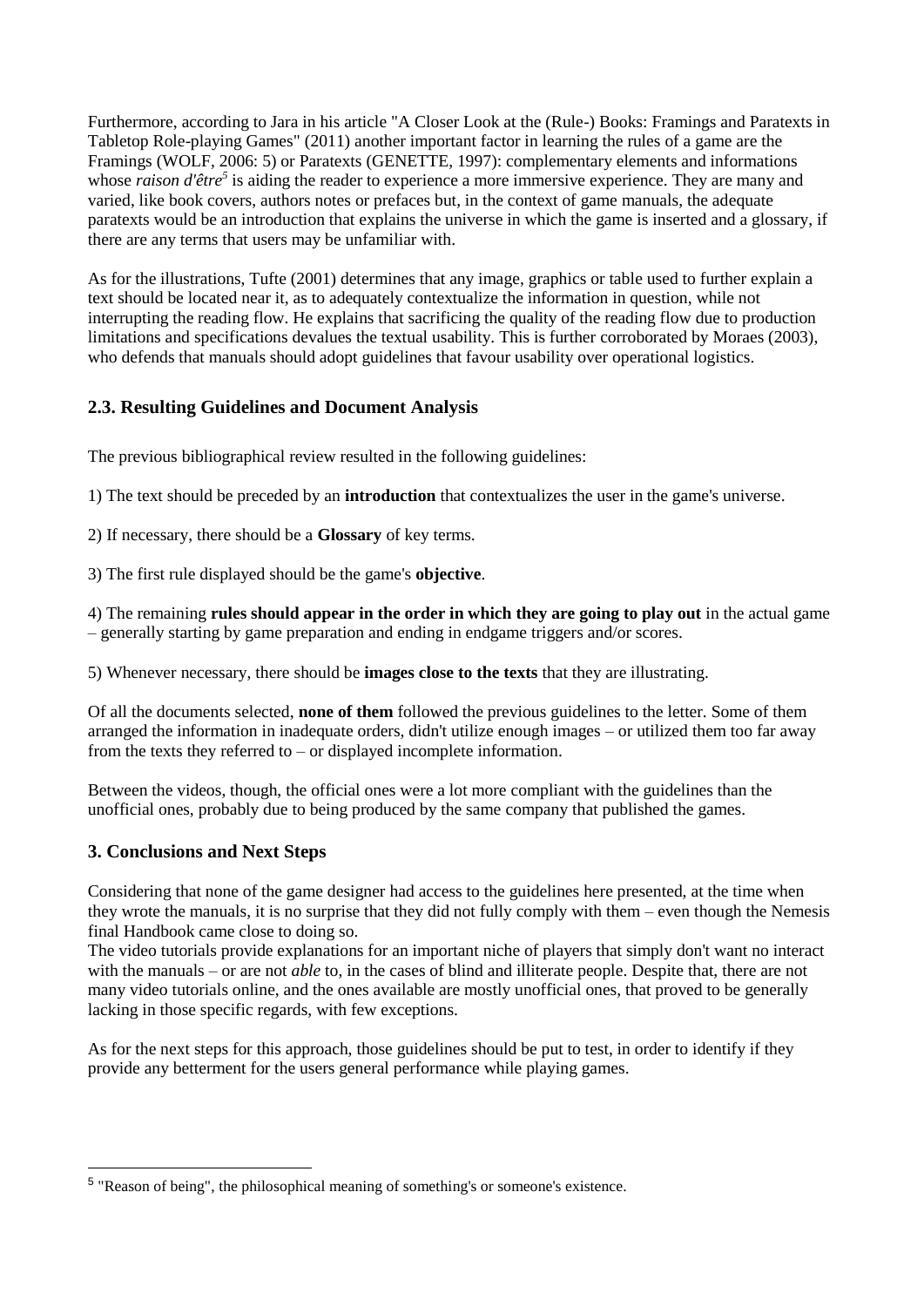Furthermore, according to Jara in his article "A Closer Look at the (Rule-) Books: Framings and Paratexts in Tabletop Role-playing Games" (2011) another important factor in learning the rules of a game are the Framings (WOLF, 2006: 5) or Paratexts (GENETTE, 1997): complementary elements and informations whose *raison d'être*[5] is aiding the reader to experience a more immersive experience. They are many and varied, like book covers, authors notes or prefaces but, in the context of game manuals, the adequate paratexts would be an introduction that explains the universe in which the game is inserted and a glossary, if there are any terms that users may be unfamiliar with.

As for the illustrations, Tufte (2001) determines that any image, graphics or table used to further explain a text should be located near it, as to adequately contextualize the information in question, while not interrupting the reading flow. He explains that sacrificing the quality of the reading flow due to production limitations and specifications devalues the textual usability. This is further corroborated by Moraes (2003), who defends that manuals should adopt guidelines that favour usability over operational logistics.

## 2.3. Resulting Guidelines and Document Analysis

The previous bibliographical review resulted in the following guidelines:

1) The text should be preceded by an **introduction** that contextualizes the user in the game's universe.

2) If necessary, there should be a **Glossary** of key terms.

3) The first rule displayed should be the game's **objective**.

4) The remaining **rules should appear in the order in which they are going to play out** in the actual game – generally starting by game preparation and ending in endgame triggers and/or scores.

5) Whenever necessary, there should be **images close to the texts** that they are illustrating.

Of all the documents selected, **none of them** followed the previous guidelines to the letter. Some of them arranged the information in inadequate orders, didn't utilize enough images – or utilized them too far away from the texts they referred to – or displayed incomplete information.

Between the videos, though, the official ones were a lot more compliant with the guidelines than the unofficial ones, probably due to being produced by the same company that published the games.

## 3. Conclusions and Next Steps

Considering that none of the game designer had access to the guidelines here presented, at the time when they wrote the manuals, it is no surprise that they did not fully comply with them – even though the Nemesis final Handbook came close to doing so.

The video tutorials provide explanations for an important niche of players that simply don't want no interact with the manuals – or are not *able* to, in the cases of blind and illiterate people. Despite that, there are not many video tutorials online, and the ones available are mostly unofficial ones, that proved to be generally lacking in those specific regards, with few exceptions.

As for the next steps for this approach, those guidelines should be put to test, in order to identify if they provide any betterment for the users general performance while playing games.

[5] "Reason of being", the philosophical meaning of something's or someone's existence.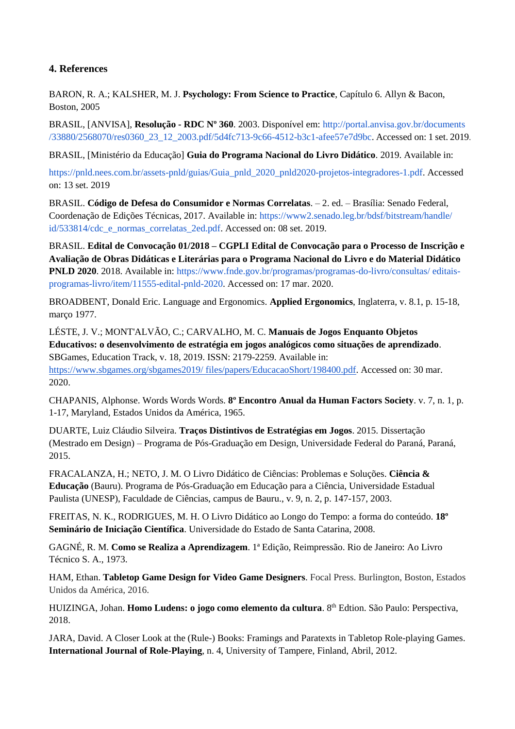### 4. References

BARON, R. A.; KALSHER, M. J. **Psychology: From Science to Practice**, Capítulo 6. Allyn & Bacon, Boston, 2005

BRASIL, [ANVISA], **Resolução - RDC Nº 360**. 2003. Disponível em: http://portal.anvisa.gov.br/documents/33880/2568070/res0360_23_12_2003.pdf/5d4fc713-9c66-4512-b3c1-afee57e7d9bc. Accessed on: 1 set. 2019.

BRASIL, [Ministério da Educação] **Guia do Programa Nacional do Livro Didático**. 2019. Available in:

https://pnld.nees.com.br/assets-pnld/guias/Guia_pnld_2020_pnld2020-projetos-integradores-1.pdf. Accessed on: 13 set. 2019

BRASIL. **Código de Defesa do Consumidor e Normas Correlatas**. – 2. ed. – Brasília: Senado Federal, Coordenação de Edições Técnicas, 2017. Available in: https://www2.senado.leg.br/bdsf/bitstream/handle/id/533814/cdc_e_normas_correlatas_2ed.pdf. Accessed on: 08 set. 2019.

BRASIL. **Edital de Convocação 01/2018 – CGPLI Edital de Convocação para o Processo de Inscrição e Avaliação de Obras Didáticas e Literárias para o Programa Nacional do Livro e do Material Didático PNLD 2020**. 2018. Available in: https://www.fnde.gov.br/programas/programas-do-livro/consultas/ editais-programas-livro/item/11555-edital-pnld-2020. Accessed on: 17 mar. 2020.

BROADBENT, Donald Eric. Language and Ergonomics. **Applied Ergonomics**, Inglaterra, v. 8.1, p. 15-18, março 1977.

LÉSTE, J. V.; MONT'ALVÃO, C.; CARVALHO, M. C. **Manuais de Jogos Enquanto Objetos Educativos: o desenvolvimento de estratégia em jogos analógicos como situações de aprendizado**. SBGames, Education Track, v. 18, 2019. ISSN: 2179-2259. Available in: https://www.sbgames.org/sbgames2019/ files/papers/EducacaoShort/198400.pdf. Accessed on: 30 mar. 2020.

CHAPANIS, Alphonse. Words Words Words. **8º Encontro Anual da Human Factors Society**. v. 7, n. 1, p. 1-17, Maryland, Estados Unidos da América, 1965.

DUARTE, Luiz Cláudio Silveira. **Traços Distintivos de Estratégias em Jogos**. 2015. Dissertação (Mestrado em Design) – Programa de Pós-Graduação em Design, Universidade Federal do Paraná, Paraná, 2015.

FRACALANZA, H.; NETO, J. M. O Livro Didático de Ciências: Problemas e Soluções. **Ciência & Educação** (Bauru). Programa de Pós-Graduação em Educação para a Ciência, Universidade Estadual Paulista (UNESP), Faculdade de Ciências, campus de Bauru., v. 9, n. 2, p. 147-157, 2003.

FREITAS, N. K., RODRIGUES, M. H. O Livro Didático ao Longo do Tempo: a forma do conteúdo. **18º Seminário de Iniciação Científica**. Universidade do Estado de Santa Catarina, 2008.

GAGNÉ, R. M. **Como se Realiza a Aprendizagem**. 1ª Edição, Reimpressão. Rio de Janeiro: Ao Livro Técnico S. A., 1973.

HAM, Ethan. **Tabletop Game Design for Video Game Designers**. Focal Press. Burlington, Boston, Estados Unidos da América, 2016.

HUIZINGA, Johan. **Homo Ludens: o jogo como elemento da cultura**. 8th Edtion. São Paulo: Perspectiva, 2018.

JARA, David. A Closer Look at the (Rule-) Books: Framings and Paratexts in Tabletop Role-playing Games. **International Journal of Role-Playing**, n. 4, University of Tampere, Finland, Abril, 2012.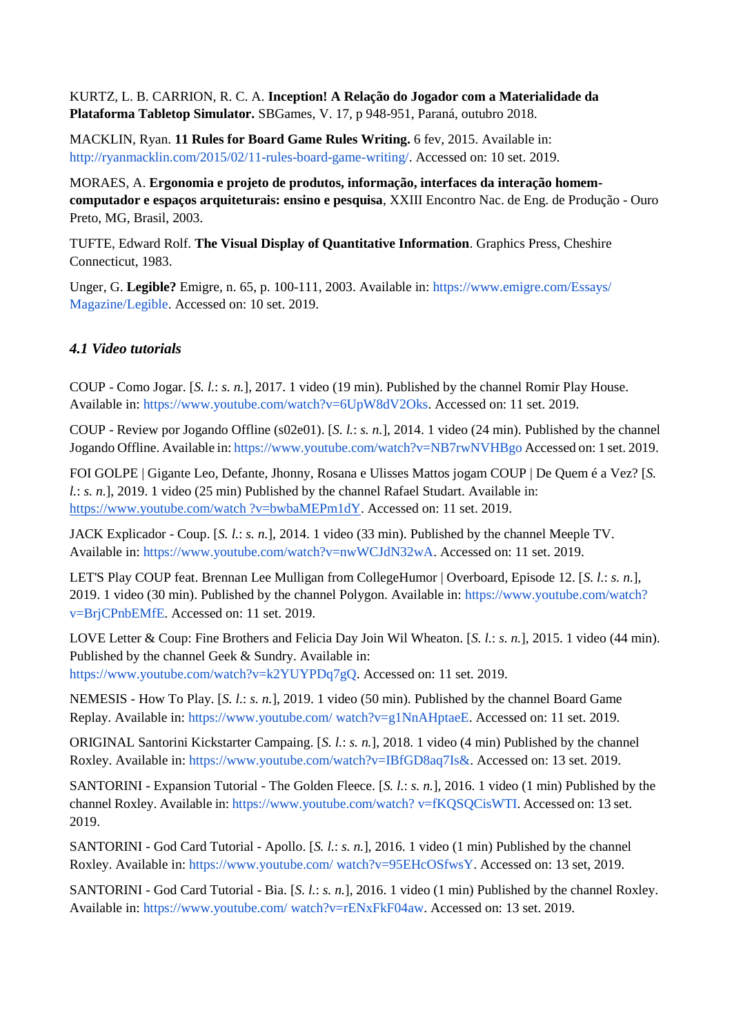KURTZ, L. B. CARRION, R. C. A. **Inception! A Relação do Jogador com a Materialidade da Plataforma Tabletop Simulator.** SBGames, V. 17, p 948-951, Paraná, outubro 2018.

MACKLIN, Ryan. **11 Rules for Board Game Rules Writing.** 6 fev, 2015. Available in: http://ryanmacklin.com/2015/02/11-rules-board-game-writing/. Accessed on: 10 set. 2019.

MORAES, A. **Ergonomia e projeto de produtos, informação, interfaces da interação homem-computador e espaços arquiteturais: ensino e pesquisa**, XXIII Encontro Nac. de Eng. de Produção - Ouro Preto, MG, Brasil, 2003.

TUFTE, Edward Rolf. **The Visual Display of Quantitative Information**. Graphics Press, Cheshire Connecticut, 1983.

Unger, G. **Legible?** Emigre, n. 65, p. 100-111, 2003. Available in: https://www.emigre.com/Essays/Magazine/Legible. Accessed on: 10 set. 2019.

### *4.1 Video tutorials*

COUP - Como Jogar. [*S. l.*: *s. n.*], 2017. 1 video (19 min). Published by the channel Romir Play House. Available in: https://www.youtube.com/watch?v=6UpW8dV2Oks. Accessed on: 11 set. 2019.

COUP - Review por Jogando Offline (s02e01). [*S. l.*: *s. n.*], 2014. 1 video (24 min). Published by the channel Jogando Offline. Available in: https://www.youtube.com/watch?v=NB7rwNVHBgo Accessed on: 1 set. 2019.

FOI GOLPE | Gigante Leo, Defante, Jhonny, Rosana e Ulisses Mattos jogam COUP | De Quem é a Vez? [*S. l.*: *s. n.*], 2019. 1 video (25 min) Published by the channel Rafael Studart. Available in: https://www.youtube.com/watch ?v=bwbaMEPm1dY. Accessed on: 11 set. 2019.

JACK Explicador - Coup. [*S. l.*: *s. n.*], 2014. 1 video (33 min). Published by the channel Meeple TV. Available in: https://www.youtube.com/watch?v=nwWCJdN32wA. Accessed on: 11 set. 2019.

LET'S Play COUP feat. Brennan Lee Mulligan from CollegeHumor | Overboard, Episode 12. [*S. l.*: *s. n.*], 2019. 1 video (30 min). Published by the channel Polygon. Available in: https://www.youtube.com/watch?v=BrjCPnbEMfE. Accessed on: 11 set. 2019.

LOVE Letter & Coup: Fine Brothers and Felicia Day Join Wil Wheaton. [*S. l.*: *s. n.*], 2015. 1 video (44 min). Published by the channel Geek & Sundry. Available in: https://www.youtube.com/watch?v=k2YUYPDq7gQ. Accessed on: 11 set. 2019.

NEMESIS - How To Play. [*S. l.*: *s. n.*], 2019. 1 video (50 min). Published by the channel Board Game Replay. Available in: https://www.youtube.com/ watch?v=g1NnAHptaeE. Accessed on: 11 set. 2019.

ORIGINAL Santorini Kickstarter Campaing. [*S. l.*: *s. n.*], 2018. 1 video (4 min) Published by the channel Roxley. Available in: https://www.youtube.com/watch?v=IBfGD8aq7Is&. Accessed on: 13 set. 2019.

SANTORINI - Expansion Tutorial - The Golden Fleece. [*S. l.*: *s. n.*], 2016. 1 video (1 min) Published by the channel Roxley. Available in: https://www.youtube.com/watch? v=fKQSQCisWTI. Accessed on: 13 set. 2019.

SANTORINI - God Card Tutorial - Apollo. [*S. l.*: *s. n.*], 2016. 1 video (1 min) Published by the channel Roxley. Available in: https://www.youtube.com/ watch?v=95EHcOSfwsY. Accessed on: 13 set, 2019.

SANTORINI - God Card Tutorial - Bia. [*S. l.*: *s. n.*], 2016. 1 video (1 min) Published by the channel Roxley. Available in: https://www.youtube.com/ watch?v=rENxFkF04aw. Accessed on: 13 set. 2019.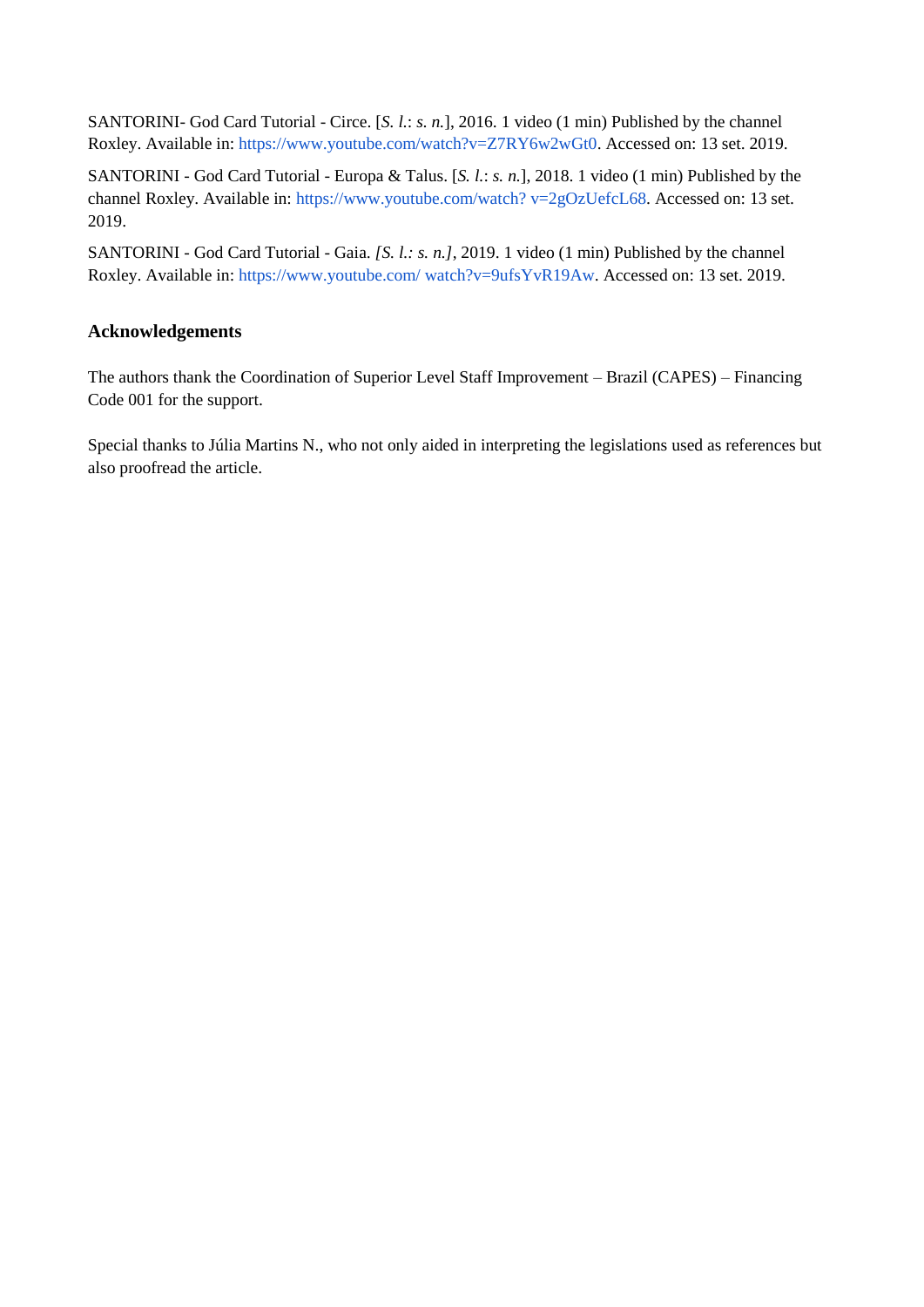SANTORINI- God Card Tutorial - Circe. [*S. l.*: *s. n.*], 2016. 1 video (1 min) Published by the channel Roxley. Available in: https://www.youtube.com/watch?v=Z7RY6w2wGt0. Accessed on: 13 set. 2019.

SANTORINI - God Card Tutorial - Europa & Talus. [*S. l.*: *s. n.*], 2018. 1 video (1 min) Published by the channel Roxley. Available in: https://www.youtube.com/watch? v=2gOzUefcL68. Accessed on: 13 set. 2019.

SANTORINI - God Card Tutorial - Gaia. *[S. l.: s. n.]*, 2019. 1 video (1 min) Published by the channel Roxley. Available in: https://www.youtube.com/ watch?v=9ufsYvR19Aw. Accessed on: 13 set. 2019.

## Acknowledgements

The authors thank the Coordination of Superior Level Staff Improvement – Brazil (CAPES) – Financing Code 001 for the support.

Special thanks to Júlia Martins N., who not only aided in interpreting the legislations used as references but also proofread the article.